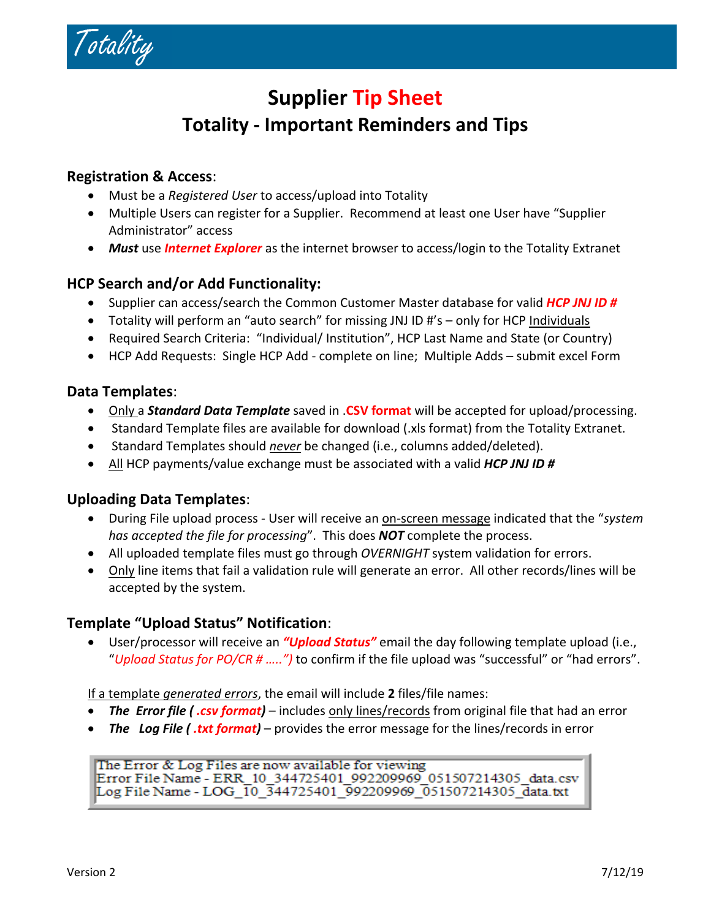Totality

# Supplier Tip Sheet

## Totality - Important Reminders and Tips

### Registration & Access:

- Must be a *Registered User* to access/upload into Totality
- Multiple Users can register for a Supplier. Recommend at least one User have "Supplier Administrator" access
- ***Must*** use ***Internet Explorer*** as the internet browser to access/login to the Totality Extranet

### HCP Search and/or Add Functionality:

- Supplier can access/search the Common Customer Master database for valid ***HCP JNJ ID #***
- Totality will perform an "auto search" for missing JNJ ID #'s – only for HCP Individuals
- Required Search Criteria: "Individual/ Institution", HCP Last Name and State (or Country)
- HCP Add Requests: Single HCP Add - complete on line; Multiple Adds – submit excel Form

### Data Templates:

- Only a ***Standard Data Template*** saved in **.CSV format** will be accepted for upload/processing.
- Standard Template files are available for download (.xls format) from the Totality Extranet.
- Standard Templates should *never* be changed (i.e., columns added/deleted).
- All HCP payments/value exchange must be associated with a valid ***HCP JNJ ID #***

### Uploading Data Templates:

- During File upload process - User will receive an on-screen message indicated that the "*system has accepted the file for processing*". This does ***NOT*** complete the process.
- All uploaded template files must go through *OVERNIGHT* system validation for errors.
- Only line items that fail a validation rule will generate an error. All other records/lines will be accepted by the system.

### Template "Upload Status" Notification:

- User/processor will receive an ***"Upload Status"*** email the day following template upload (i.e., "*Upload Status for PO/CR # .....")* to confirm if the file upload was "successful" or "had errors".

If a template *generated errors*, the email will include **2** files/file names:

- ***The Error file ( .csv format)*** – includes only lines/records from original file that had an error
- ***The Log File ( .txt format)*** – provides the error message for the lines/records in error

```
The Error & Log Files are now available for viewing
Error File Name - ERR_10_344725401_992209969_051507214305_data.csv
Log File Name - LOG_10_344725401_992209969_051507214305_data.txt
```

Version 2 7/12/19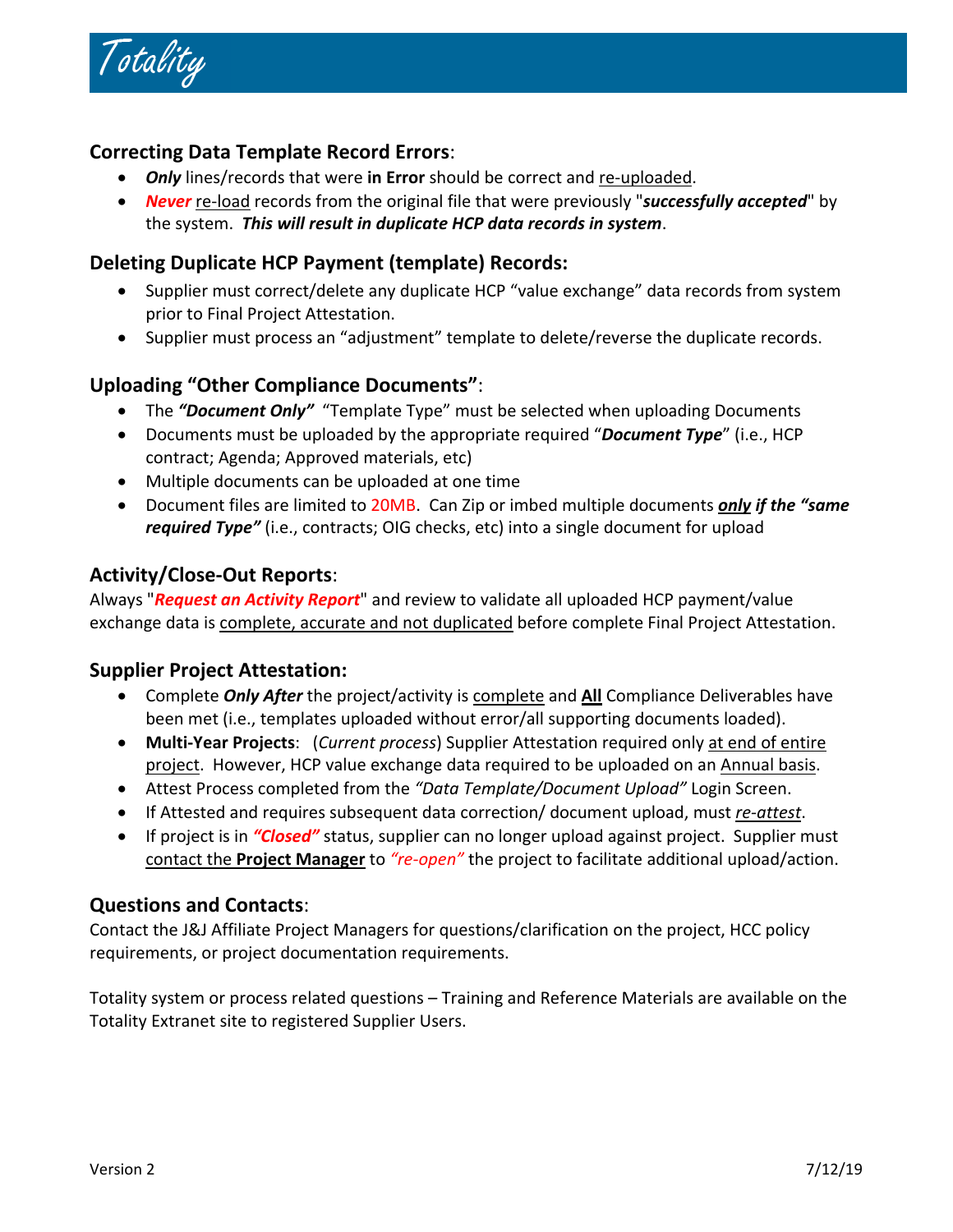## **Correcting Data Template Record Errors**:

- ***Only*** lines/records that were **in Error** should be correct and re-uploaded.
- ***Never*** re-load records from the original file that were previously "***successfully accepted***" by the system. ***This will result in duplicate HCP data records in system***.

## **Deleting Duplicate HCP Payment (template) Records:**

- Supplier must correct/delete any duplicate HCP "value exchange" data records from system prior to Final Project Attestation.
- Supplier must process an "adjustment" template to delete/reverse the duplicate records.

## **Uploading "Other Compliance Documents"**:

- The ***"Document Only"*** "Template Type" must be selected when uploading Documents
- Documents must be uploaded by the appropriate required "***Document Type***" (i.e., HCP contract; Agenda; Approved materials, etc)
- Multiple documents can be uploaded at one time
- Document files are limited to 20MB. Can Zip or imbed multiple documents ***only if the "same required Type"*** (i.e., contracts; OIG checks, etc) into a single document for upload

## **Activity/Close-Out Reports**:

Always "***Request an Activity Report***" and review to validate all uploaded HCP payment/value exchange data is complete, accurate and not duplicated before complete Final Project Attestation.

## **Supplier Project Attestation:**

- Complete ***Only After*** the project/activity is complete and **All** Compliance Deliverables have been met (i.e., templates uploaded without error/all supporting documents loaded).
- **Multi-Year Projects**: (*Current process*) Supplier Attestation required only at end of entire project. However, HCP value exchange data required to be uploaded on an Annual basis.
- Attest Process completed from the *"Data Template/Document Upload"* Login Screen.
- If Attested and requires subsequent data correction/ document upload, must *re-attest*.
- If project is in ***"Closed"*** status, supplier can no longer upload against project. Supplier must contact the **Project Manager** to *"re-open"* the project to facilitate additional upload/action.

## **Questions and Contacts**:

Contact the J&J Affiliate Project Managers for questions/clarification on the project, HCC policy requirements, or project documentation requirements.

Totality system or process related questions – Training and Reference Materials are available on the Totality Extranet site to registered Supplier Users.

Version 2 7/12/19